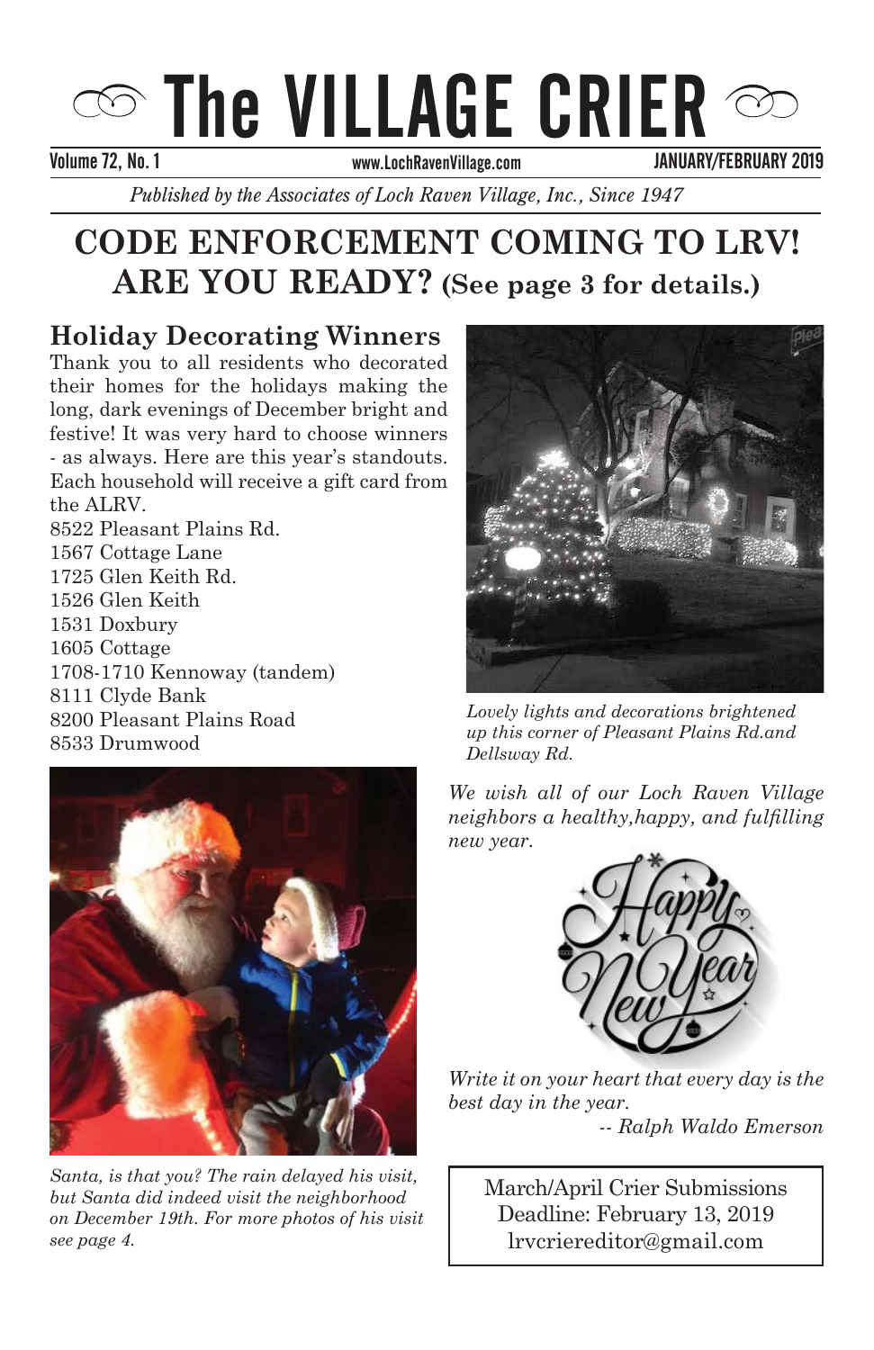# The VILLAGE CRIER

Volume 72, No. 1 www.LochRavenVillage.com JANUARY/FEBRUARY 2019

*Published by the Associates of Loch Raven Village, Inc., Since 1947*

## CODE ENFORCEMENT COMING TO LRV! ARE YOU READY? (See page 3 for details.)

### Holiday Decorating Winners

Thank you to all residents who decorated their homes for the holidays making the long, dark evenings of December bright and festive! It was very hard to choose winners - as always. Here are this year's standouts. Each household will receive a gift card from the ALRV.

8522 Pleasant Plains Rd.
1567 Cottage Lane
1725 Glen Keith Rd.
1526 Glen Keith
1531 Doxbury
1605 Cottage
1708-1710 Kennoway (tandem)
8111 Clyde Bank
8200 Pleasant Plains Road
8533 Drumwood

*Santa, is that you? The rain delayed his visit, but Santa did indeed visit the neighborhood on December 19th. For more photos of his visit see page 4.*

*Lovely lights and decorations brightened up this corner of Pleasant Plains Rd.and Dellsway Rd.*

*We wish all of our Loch Raven Village neighbors a healthy,happy, and fulfilling new year.*

Happy New Year

*Write it on your heart that every day is the best day in the year.*
*-- Ralph Waldo Emerson*

March/April Crier Submissions
Deadline: February 13, 2019
lrvcriereditor@gmail.com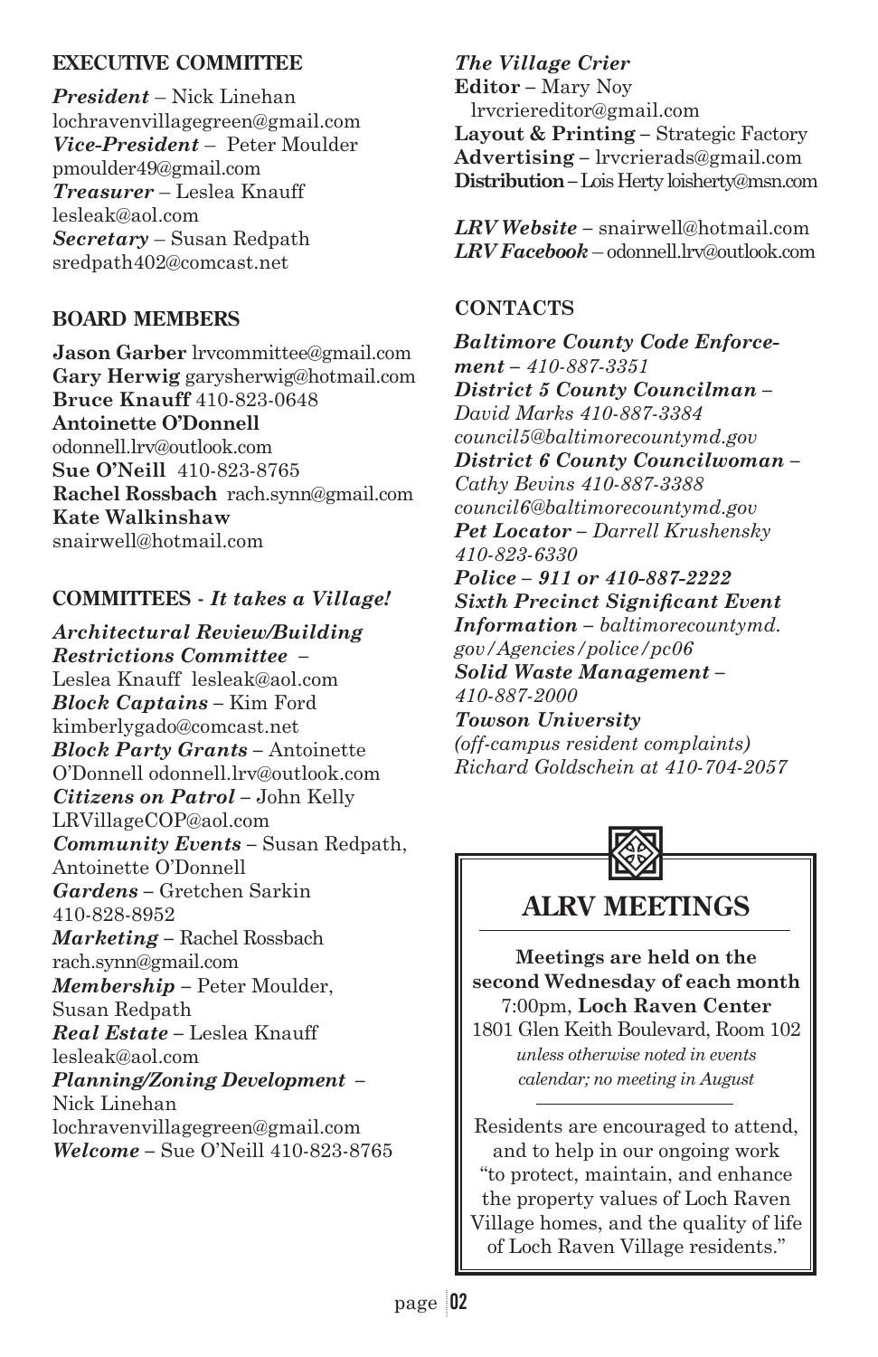## EXECUTIVE COMMITTEE

***President*** – Nick Linehan
lochravenvillagegreen@gmail.com
***Vice-President*** – Peter Moulder
pmoulder49@gmail.com
***Treasurer*** – Leslea Knauff
lesleak@aol.com
***Secretary*** – Susan Redpath
sredpath402@comcast.net

## BOARD MEMBERS

**Jason Garber** lrvcommittee@gmail.com
**Gary Herwig** garysherwig@hotmail.com
**Bruce Knauff** 410-823-0648
**Antoinette O'Donnell**
odonnell.lrv@outlook.com
**Sue O'Neill** 410-823-8765
**Rachel Rossbach** rach.synn@gmail.com
**Kate Walkinshaw**
snairwell@hotmail.com

## COMMITTEES - *It takes a Village!*

***Architectural Review/Building Restrictions Committee*** –
Leslea Knauff lesleak@aol.com
***Block Captains*** – Kim Ford
kimberlygado@comcast.net
***Block Party Grants*** – Antoinette O'Donnell odonnell.lrv@outlook.com
***Citizens on Patrol*** – John Kelly
LRVillageCOP@aol.com
***Community Events*** – Susan Redpath, Antoinette O'Donnell
***Gardens*** – Gretchen Sarkin
410-828-8952
***Marketing*** – Rachel Rossbach
rach.synn@gmail.com
***Membership*** – Peter Moulder, Susan Redpath
***Real Estate*** – Leslea Knauff
lesleak@aol.com
***Planning/Zoning Development*** –
Nick Linehan
lochravenvillagegreen@gmail.com
***Welcome*** – Sue O'Neill 410-823-8765

***The Village Crier***
**Editor** – Mary Noy
lrvcriereditor@gmail.com
**Layout & Printing** – Strategic Factory
**Advertising** – lrvcrierads@gmail.com
**Distribution** – Lois Herty loisherty@msn.com

***LRV Website*** – snairwell@hotmail.com
***LRV Facebook*** – odonnell.lrv@outlook.com

## CONTACTS

***Baltimore County Code Enforcement*** *– 410-887-3351*
***District 5 County Councilman*** *– David Marks 410-887-3384 council5@baltimorecountymd.gov*
***District 6 County Councilwoman*** *– Cathy Bevins 410-887-3388 council6@baltimorecountymd.gov*
***Pet Locator*** *– Darrell Krushensky 410-823-6330*
***Police – 911 or 410-887-2222***
***Sixth Precinct Significant Event Information*** *– baltimorecountymd.gov/Agencies/police/pc06*
***Solid Waste Management*** *– 410-887-2000*
***Towson University***
*(off-campus resident complaints) Richard Goldschein at 410-704-2057*

## ALRV MEETINGS

**Meetings are held on the second Wednesday of each month**
7:00pm, **Loch Raven Center**
1801 Glen Keith Boulevard, Room 102
*unless otherwise noted in events calendar; no meeting in August*

Residents are encouraged to attend, and to help in our ongoing work "to protect, maintain, and enhance the property values of Loch Raven Village homes, and the quality of life of Loch Raven Village residents."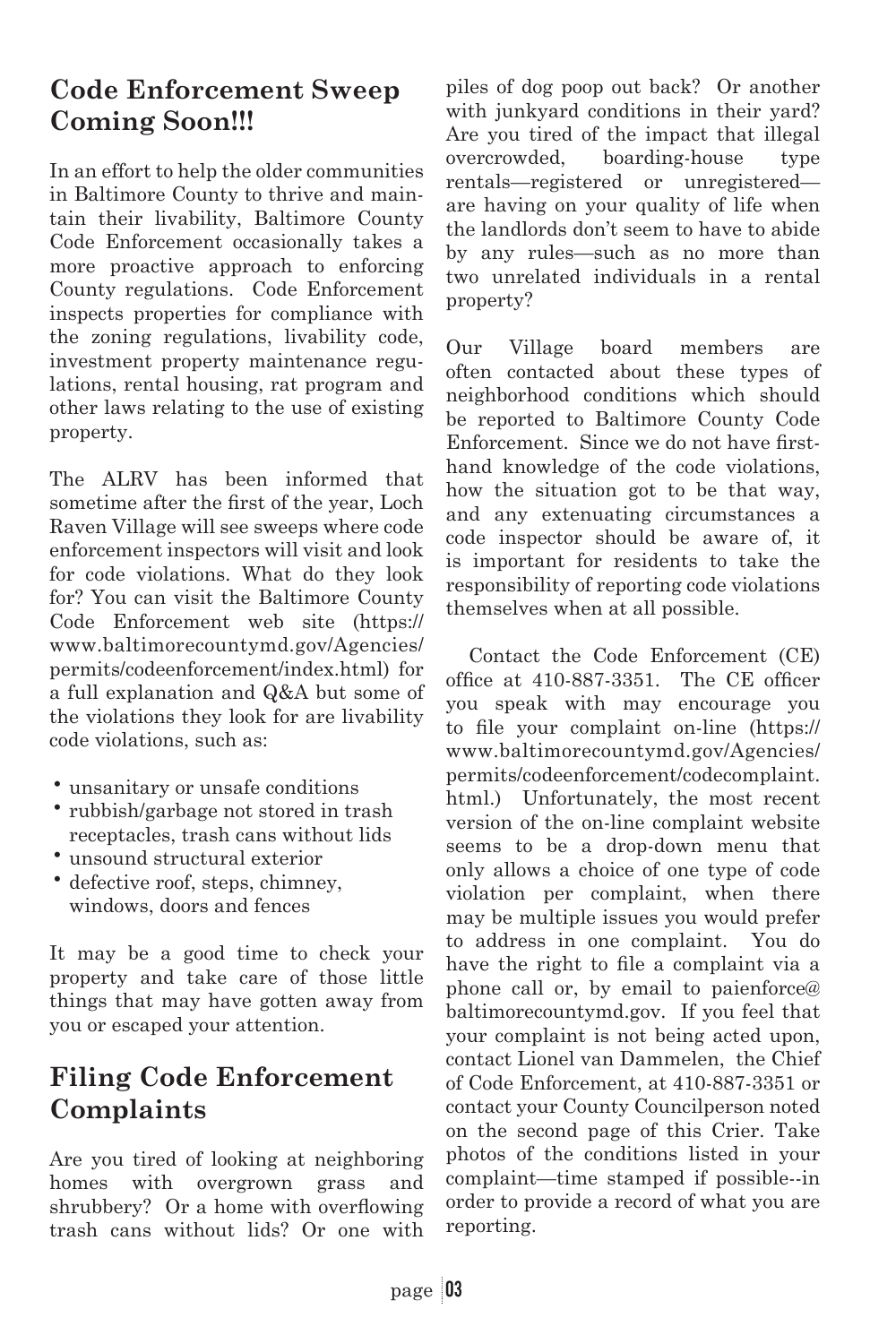## Code Enforcement Sweep Coming Soon!!!

In an effort to help the older communities in Baltimore County to thrive and maintain their livability, Baltimore County Code Enforcement occasionally takes a more proactive approach to enforcing County regulations. Code Enforcement inspects properties for compliance with the zoning regulations, livability code, investment property maintenance regulations, rental housing, rat program and other laws relating to the use of existing property.

The ALRV has been informed that sometime after the first of the year, Loch Raven Village will see sweeps where code enforcement inspectors will visit and look for code violations. What do they look for? You can visit the Baltimore County Code Enforcement web site (https://www.baltimorecountymd.gov/Agencies/permits/codeenforcement/index.html) for a full explanation and Q&A but some of the violations they look for are livability code violations, such as:

- unsanitary or unsafe conditions
- rubbish/garbage not stored in trash receptacles, trash cans without lids
- unsound structural exterior
- defective roof, steps, chimney, windows, doors and fences

It may be a good time to check your property and take care of those little things that may have gotten away from you or escaped your attention.

## Filing Code Enforcement Complaints

Are you tired of looking at neighboring homes with overgrown grass and shrubbery? Or a home with overflowing trash cans without lids? Or one with piles of dog poop out back? Or another with junkyard conditions in their yard? Are you tired of the impact that illegal overcrowded, boarding-house type rentals—registered or unregistered—are having on your quality of life when the landlords don't seem to have to abide by any rules—such as no more than two unrelated individuals in a rental property?

Our Village board members are often contacted about these types of neighborhood conditions which should be reported to Baltimore County Code Enforcement. Since we do not have first-hand knowledge of the code violations, how the situation got to be that way, and any extenuating circumstances a code inspector should be aware of, it is important for residents to take the responsibility of reporting code violations themselves when at all possible.

Contact the Code Enforcement (CE) office at 410-887-3351. The CE officer you speak with may encourage you to file your complaint on-line (https://www.baltimorecountymd.gov/Agencies/permits/codeenforcement/codecomplaint.html.) Unfortunately, the most recent version of the on-line complaint website seems to be a drop-down menu that only allows a choice of one type of code violation per complaint, when there may be multiple issues you would prefer to address in one complaint. You do have the right to file a complaint via a phone call or, by email to paienforce@baltimorecountymd.gov. If you feel that your complaint is not being acted upon, contact Lionel van Dammelen, the Chief of Code Enforcement, at 410-887-3351 or contact your County Councilperson noted on the second page of this Crier. Take photos of the conditions listed in your complaint—time stamped if possible--in order to provide a record of what you are reporting.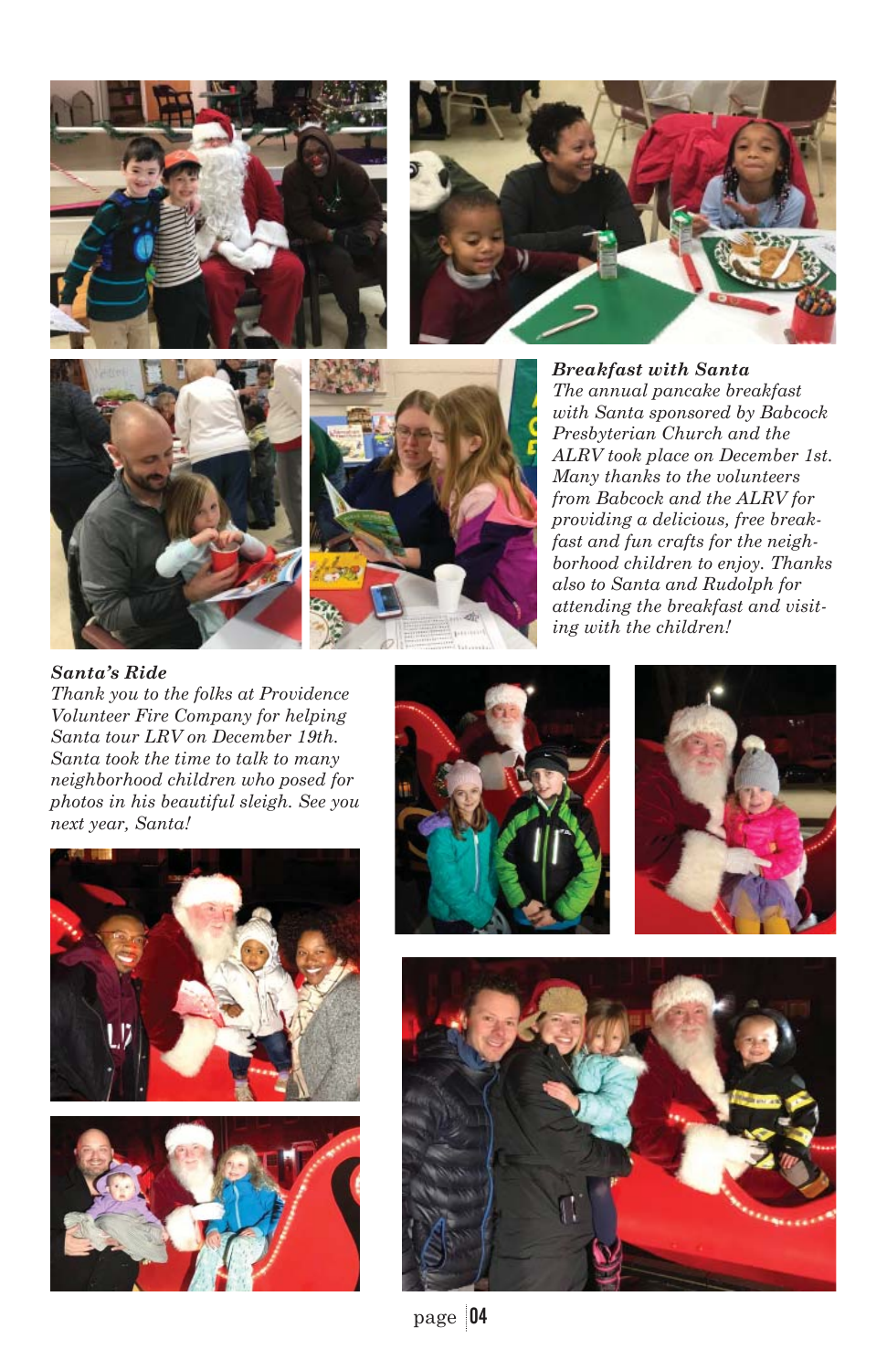### *Breakfast with Santa*

*The annual pancake breakfast with Santa sponsored by Babcock Presbyterian Church and the ALRV took place on December 1st. Many thanks to the volunteers from Babcock and the ALRV for providing a delicious, free breakfast and fun crafts for the neighborhood children to enjoy. Thanks also to Santa and Rudolph for attending the breakfast and visiting with the children!*

### *Santa's Ride*

*Thank you to the folks at Providence Volunteer Fire Company for helping Santa tour LRV on December 19th. Santa took the time to talk to many neighborhood children who posed for photos in his beautiful sleigh. See you next year, Santa!*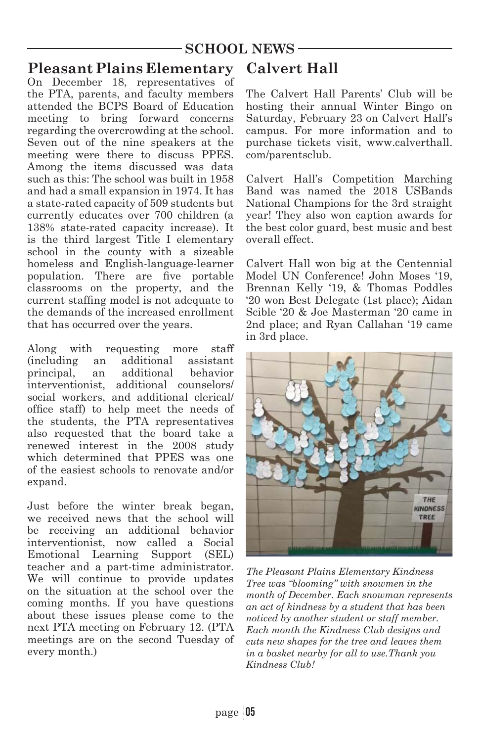## SCHOOL NEWS

### Pleasant Plains Elementary

On December 18, representatives of the PTA, parents, and faculty members attended the BCPS Board of Education meeting to bring forward concerns regarding the overcrowding at the school. Seven out of the nine speakers at the meeting were there to discuss PPES. Among the items discussed was data such as this: The school was built in 1958 and had a small expansion in 1974. It has a state-rated capacity of 509 students but currently educates over 700 children (a 138% state-rated capacity increase). It is the third largest Title I elementary school in the county with a sizeable homeless and English-language-learner population. There are five portable classrooms on the property, and the current staffing model is not adequate to the demands of the increased enrollment that has occurred over the years.

Along with requesting more staff (including an additional assistant principal, an additional behavior interventionist, additional counselors/ social workers, and additional clerical/ office staff) to help meet the needs of the students, the PTA representatives also requested that the board take a renewed interest in the 2008 study which determined that PPES was one of the easiest schools to renovate and/or expand.

Just before the winter break began, we received news that the school will be receiving an additional behavior interventionist, now called a Social Emotional Learning Support (SEL) teacher and a part-time administrator. We will continue to provide updates on the situation at the school over the coming months. If you have questions about these issues please come to the next PTA meeting on February 12. (PTA meetings are on the second Tuesday of every month.)

### Calvert Hall

The Calvert Hall Parents' Club will be hosting their annual Winter Bingo on Saturday, February 23 on Calvert Hall's campus. For more information and to purchase tickets visit, www.calverthall.com/parentsclub.

Calvert Hall's Competition Marching Band was named the 2018 USBands National Champions for the 3rd straight year! They also won caption awards for the best color guard, best music and best overall effect.

Calvert Hall won big at the Centennial Model UN Conference! John Moses '19, Brennan Kelly '19, & Thomas Poddles '20 won Best Delegate (1st place); Aidan Scible '20 & Joe Masterman '20 came in 2nd place; and Ryan Callahan '19 came in 3rd place.

*The Pleasant Plains Elementary Kindness Tree was "blooming" with snowmen in the month of December. Each snowman represents an act of kindness by a student that has been noticed by another student or staff member. Each month the Kindness Club designs and cuts new shapes for the tree and leaves them in a basket nearby for all to use.Thank you Kindness Club!*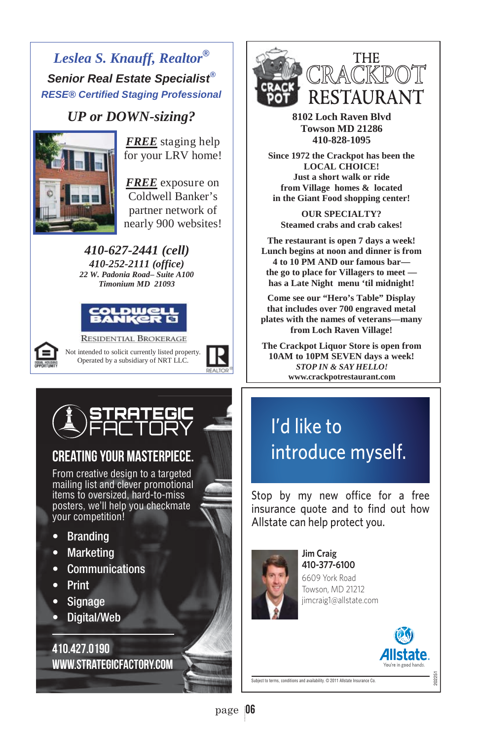## *Leslea S. Knauff, Realtor®*

***Senior Real Estate Specialist®***

***RESE® Certified Staging Professional***

### *UP or DOWN-sizing?*

***FREE*** staging help for your LRV home!

***FREE*** exposure on Coldwell Banker's partner network of nearly 900 websites!

***410-627-2441 (cell)***
***410-252-2111 (office)***
***22 W. Padonia Road– Suite A100***
***Timonium MD 21093***

COLDWELL BANKER
RESIDENTIAL BROKERAGE

Not intended to solicit currently listed property.
Operated by a subsidiary of NRT LLC.

EQUAL HOUSING OPPORTUNITY — REALTOR®

---

# THE CRACKPOT RESTAURANT

**8102 Loch Raven Blvd**
**Towson MD 21286**
**410-828-1095**

**Since 1972 the Crackpot has been the LOCAL CHOICE!**
**Just a short walk or ride from Village homes & located in the Giant Food shopping center!**

**OUR SPECIALTY?**
**Steamed crabs and crab cakes!**

**The restaurant is open 7 days a week! Lunch begins at noon and dinner is from 4 to 10 PM AND our famous bar— the go to place for Villagers to meet — has a Late Night menu 'til midnight!**

**Come see our "Hero's Table" Display that includes over 700 engraved metal plates with the names of veterans—many from Loch Raven Village!**

**The Crackpot Liquor Store is open from 10AM to 10PM SEVEN days a week!**
***STOP IN & SAY HELLO!***
**www.crackpotrestaurant.com**

---

# STRATEGIC FACTORY

## CREATING YOUR MASTERPIECE.

From creative design to a targeted mailing list and clever promotional items to oversized, hard-to-miss posters, we'll help you checkmate your competition!

- Branding
- Marketing
- Communications
- Print
- Signage
- Digital/Web

**410.427.0190**
**WWW.STRATEGICFACTORY.COM**

---

## I'd like to introduce myself.

Stop by my new office for a free insurance quote and to find out how Allstate can help protect you.

**Jim Craig**
**410-377-6100**
6609 York Road
Towson, MD 21212
jimcraig1@allstate.com

Allstate. You're in good hands.

Subject to terms, conditions and availability. © 2011 Allstate Insurance Co.

202251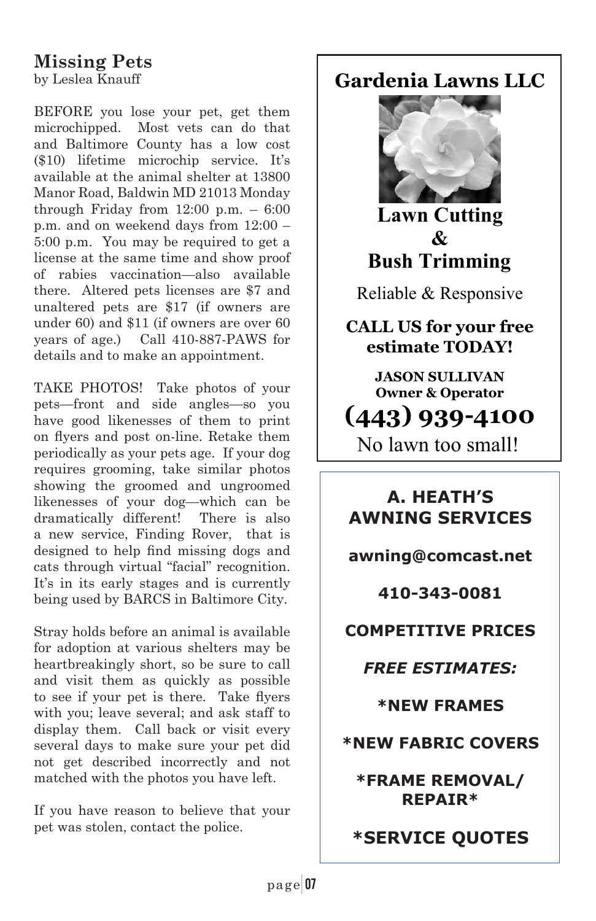## Missing Pets

by Leslea Knauff

BEFORE you lose your pet, get them microchipped. Most vets can do that and Baltimore County has a low cost ($10) lifetime microchip service. It's available at the animal shelter at 13800 Manor Road, Baldwin MD 21013 Monday through Friday from 12:00 p.m. – 6:00 p.m. and on weekend days from 12:00 – 5:00 p.m. You may be required to get a license at the same time and show proof of rabies vaccination—also available there. Altered pets licenses are $7 and unaltered pets are $17 (if owners are under 60) and $11 (if owners are over 60 years of age.) Call 410-887-PAWS for details and to make an appointment.

TAKE PHOTOS! Take photos of your pets—front and side angles—so you have good likenesses of them to print on flyers and post on-line. Retake them periodically as your pets age. If your dog requires grooming, take similar photos showing the groomed and ungroomed likenesses of your dog—which can be dramatically different! There is also a new service, Finding Rover, that is designed to help find missing dogs and cats through virtual "facial" recognition. It's in its early stages and is currently being used by BARCS in Baltimore City.

Stray holds before an animal is available for adoption at various shelters may be heartbreakingly short, so be sure to call and visit them as quickly as possible to see if your pet is there. Take flyers with you; leave several; and ask staff to display them. Call back or visit every several days to make sure your pet did not get described incorrectly and not matched with the photos you have left.

If you have reason to believe that your pet was stolen, contact the police.

---

**Gardenia Lawns LLC**

**Lawn Cutting & Bush Trimming**

Reliable & Responsive

**CALL US for your free estimate TODAY!**

**JASON SULLIVAN**
**Owner & Operator**

**(443) 939-4100**

No lawn too small!

---

**A. HEATH'S AWNING SERVICES**

**awning@comcast.net**

**410-343-0081**

**COMPETITIVE PRICES**

***FREE ESTIMATES:***

**\*NEW FRAMES**

**\*NEW FABRIC COVERS**

**\*FRAME REMOVAL/ REPAIR\***

**\*SERVICE QUOTES**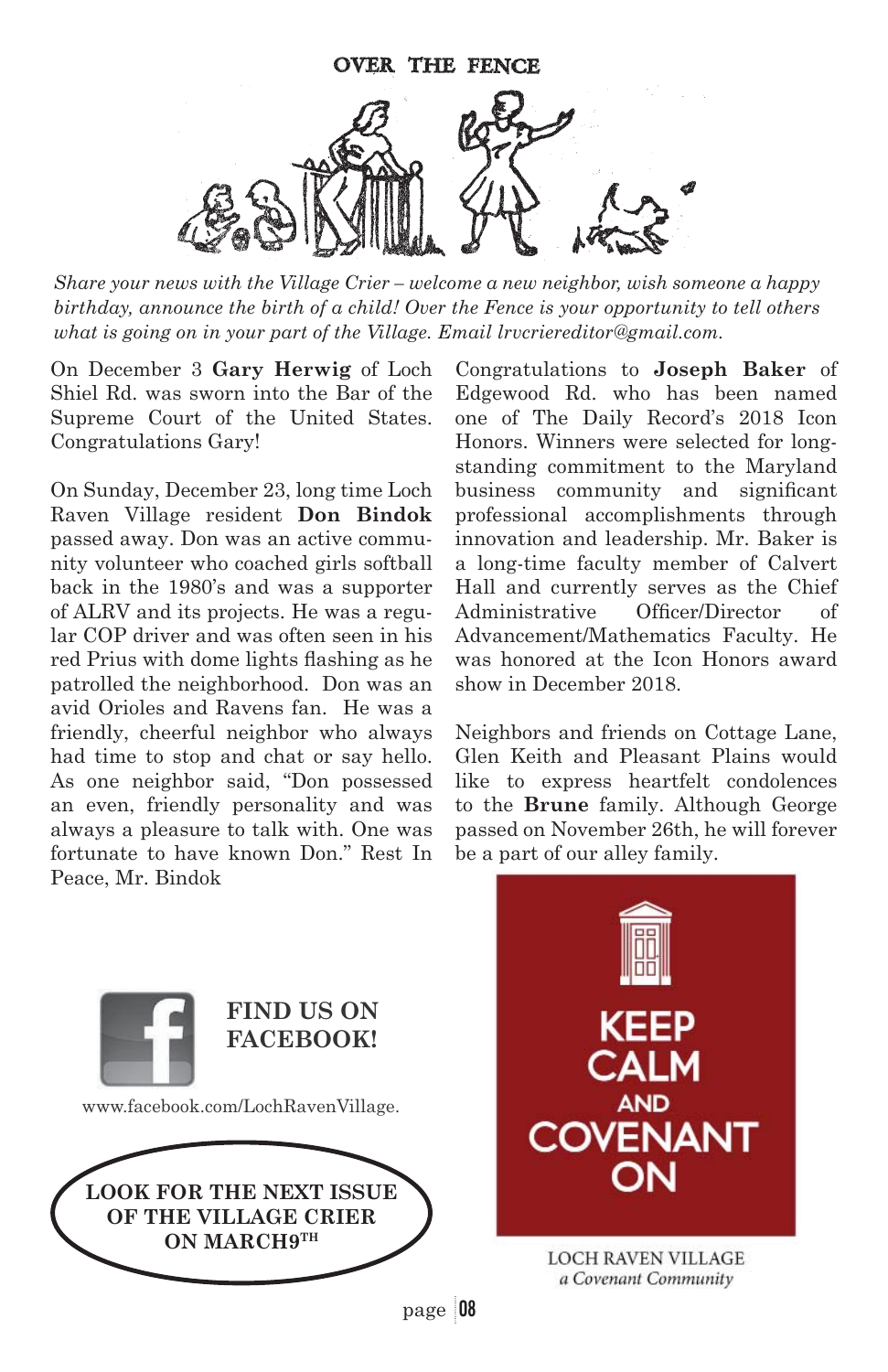# OVER THE FENCE

*Share your news with the Village Crier – welcome a new neighbor, wish someone a happy birthday, announce the birth of a child! Over the Fence is your opportunity to tell others what is going on in your part of the Village. Email lrvcriereditor@gmail.com.*

On December 3 **Gary Herwig** of Loch Shiel Rd. was sworn into the Bar of the Supreme Court of the United States. Congratulations Gary!

On Sunday, December 23, long time Loch Raven Village resident **Don Bindok** passed away. Don was an active community volunteer who coached girls softball back in the 1980's and was a supporter of ALRV and its projects. He was a regular COP driver and was often seen in his red Prius with dome lights flashing as he patrolled the neighborhood. Don was an avid Orioles and Ravens fan. He was a friendly, cheerful neighbor who always had time to stop and chat or say hello. As one neighbor said, "Don possessed an even, friendly personality and was always a pleasure to talk with. One was fortunate to have known Don." Rest In Peace, Mr. Bindok

Congratulations to **Joseph Baker** of Edgewood Rd. who has been named one of The Daily Record's 2018 Icon Honors. Winners were selected for long-standing commitment to the Maryland business community and significant professional accomplishments through innovation and leadership. Mr. Baker is a long-time faculty member of Calvert Hall and currently serves as the Chief Administrative Officer/Director of Advancement/Mathematics Faculty. He was honored at the Icon Honors award show in December 2018.

Neighbors and friends on Cottage Lane, Glen Keith and Pleasant Plains would like to express heartfelt condolences to the **Brune** family. Although George passed on November 26th, he will forever be a part of our alley family.

**FIND US ON FACEBOOK!**

www.facebook.com/LochRavenVillage.

**LOOK FOR THE NEXT ISSUE OF THE VILLAGE CRIER ON MARCH 9TH**

KEEP CALM AND COVENANT ON

LOCH RAVEN VILLAGE
*a Covenant Community*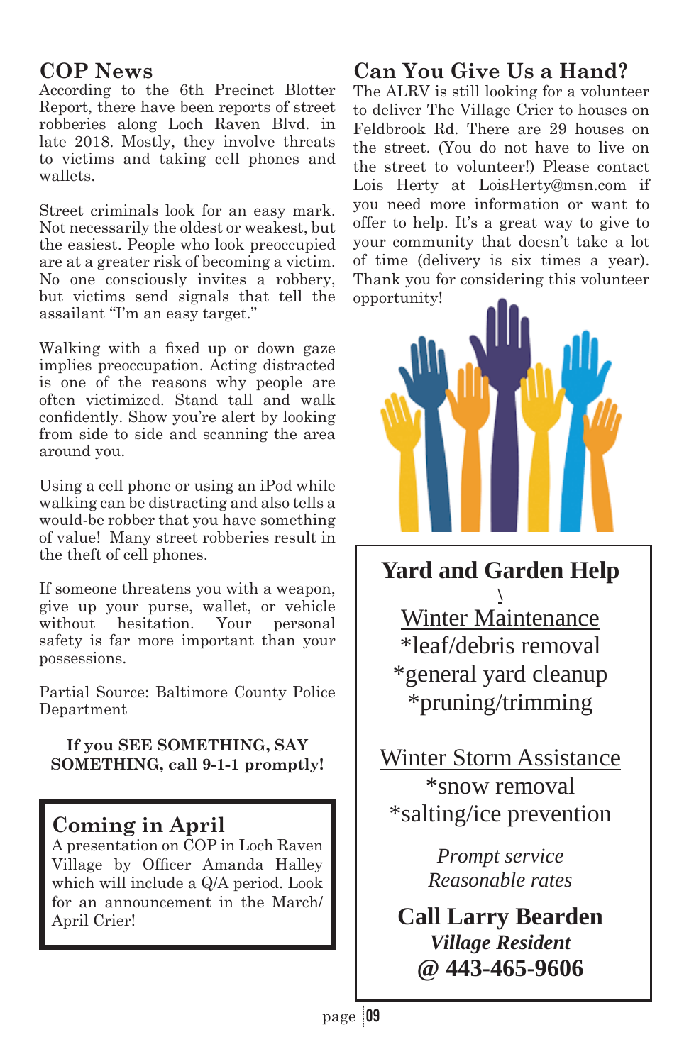## COP News

According to the 6th Precinct Blotter Report, there have been reports of street robberies along Loch Raven Blvd. in late 2018. Mostly, they involve threats to victims and taking cell phones and wallets.

Street criminals look for an easy mark. Not necessarily the oldest or weakest, but the easiest. People who look preoccupied are at a greater risk of becoming a victim. No one consciously invites a robbery, but victims send signals that tell the assailant "I'm an easy target."

Walking with a fixed up or down gaze implies preoccupation. Acting distracted is one of the reasons why people are often victimized. Stand tall and walk confidently. Show you're alert by looking from side to side and scanning the area around you.

Using a cell phone or using an iPod while walking can be distracting and also tells a would-be robber that you have something of value! Many street robberies result in the theft of cell phones.

If someone threatens you with a weapon, give up your purse, wallet, or vehicle without hesitation. Your personal safety is far more important than your possessions.

Partial Source: Baltimore County Police Department

**If you SEE SOMETHING, SAY SOMETHING, call 9-1-1 promptly!**

## Coming in April

A presentation on COP in Loch Raven Village by Officer Amanda Halley which will include a Q/A period. Look for an announcement in the March/April Crier!

## Can You Give Us a Hand?

The ALRV is still looking for a volunteer to deliver The Village Crier to houses on Feldbrook Rd. There are 29 houses on the street. (You do not have to live on the street to volunteer!) Please contact Lois Herty at LoisHerty@msn.com if you need more information or want to offer to help. It's a great way to give to your community that doesn't take a lot of time (delivery is six times a year). Thank you for considering this volunteer opportunity!

## Yard and Garden Help

\

Winter Maintenance

*leaf/debris removal
*general yard cleanup
*pruning/trimming

Winter Storm Assistance

*snow removal
*salting/ice prevention

*Prompt service*
*Reasonable rates*

**Call Larry Bearden**
***Village Resident***
**@ 443-465-9606**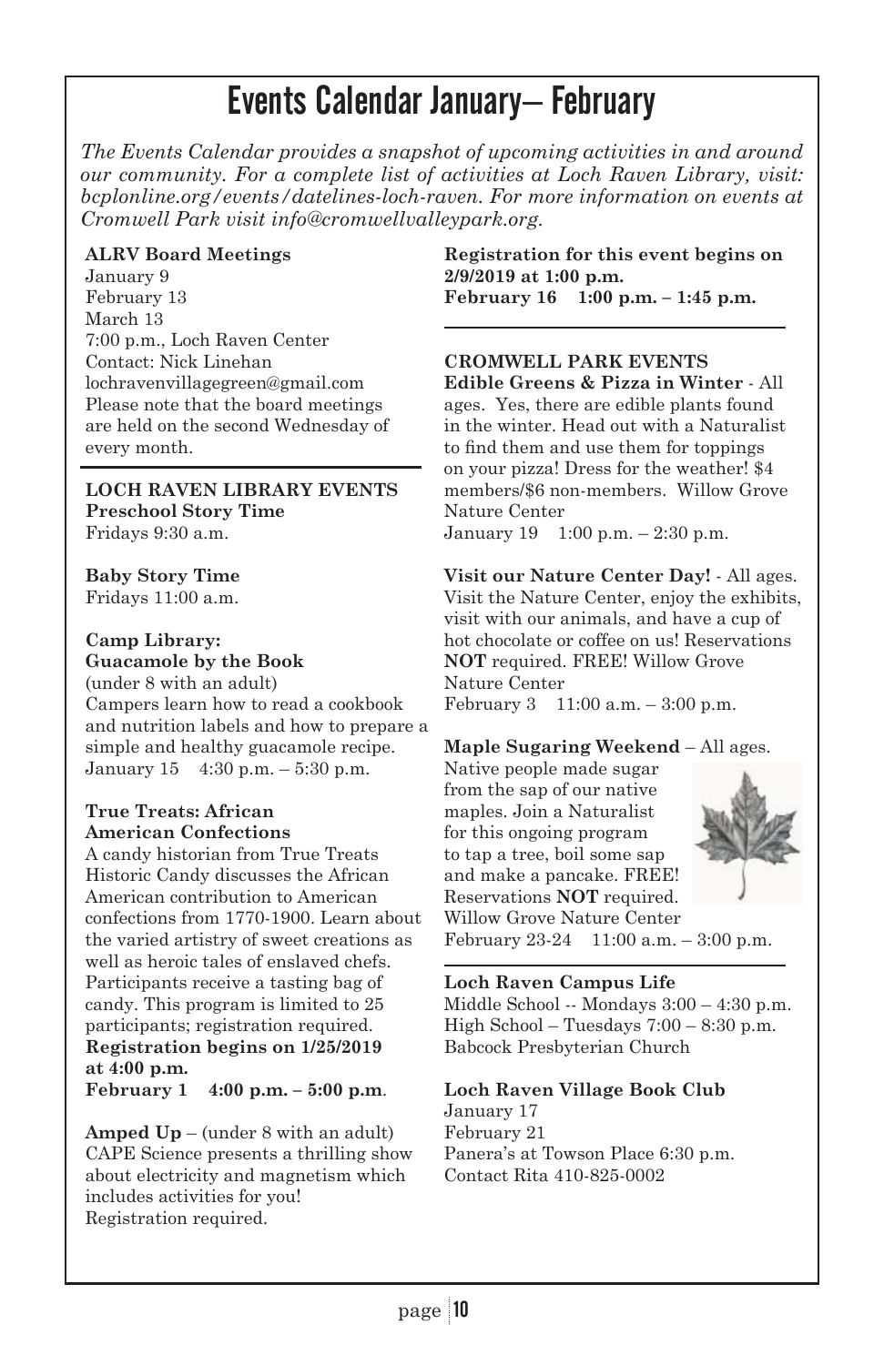# Events Calendar January– February

*The Events Calendar provides a snapshot of upcoming activities in and around our community. For a complete list of activities at Loch Raven Library, visit: bcplonline.org/events/datelines-loch-raven. For more information on events at Cromwell Park visit info@cromwellvalleypark.org.*

**ALRV Board Meetings**
January 9
February 13
March 13
7:00 p.m., Loch Raven Center
Contact: Nick Linehan
lochravenvillagegreen@gmail.com
Please note that the board meetings are held on the second Wednesday of every month.

**LOCH RAVEN LIBRARY EVENTS**

**Preschool Story Time**
Fridays 9:30 a.m.

**Baby Story Time**
Fridays 11:00 a.m.

**Camp Library:**
**Guacamole by the Book**
(under 8 with an adult)
Campers learn how to read a cookbook and nutrition labels and how to prepare a simple and healthy guacamole recipe.
January 15 4:30 p.m. – 5:30 p.m.

**True Treats: African American Confections**
A candy historian from True Treats Historic Candy discusses the African American contribution to American confections from 1770-1900. Learn about the varied artistry of sweet creations as well as heroic tales of enslaved chefs. Participants receive a tasting bag of candy. This program is limited to 25 participants; registration required.
**Registration begins on 1/25/2019 at 4:00 p.m.**
**February 1 4:00 p.m. – 5:00 p.m**.

**Amped Up** – (under 8 with an adult)
CAPE Science presents a thrilling show about electricity and magnetism which includes activities for you!
Registration required.
**Registration for this event begins on 2/9/2019 at 1:00 p.m.**
**February 16 1:00 p.m. – 1:45 p.m.**

**CROMWELL PARK EVENTS**

**Edible Greens & Pizza in Winter** - All ages. Yes, there are edible plants found in the winter. Head out with a Naturalist to find them and use them for toppings on your pizza! Dress for the weather! $4 members/$6 non-members. Willow Grove Nature Center
January 19 1:00 p.m. – 2:30 p.m.

**Visit our Nature Center Day!** - All ages. Visit the Nature Center, enjoy the exhibits, visit with our animals, and have a cup of hot chocolate or coffee on us! Reservations **NOT** required. FREE! Willow Grove Nature Center
February 3 11:00 a.m. – 3:00 p.m.

**Maple Sugaring Weekend** – All ages.
Native people made sugar from the sap of our native maples. Join a Naturalist for this ongoing program to tap a tree, boil some sap and make a pancake. FREE! Reservations **NOT** required. Willow Grove Nature Center
February 23-24 11:00 a.m. – 3:00 p.m.

**Loch Raven Campus Life**
Middle School -- Mondays 3:00 – 4:30 p.m.
High School – Tuesdays 7:00 – 8:30 p.m.
Babcock Presbyterian Church

**Loch Raven Village Book Club**
January 17
February 21
Panera's at Towson Place 6:30 p.m.
Contact Rita 410-825-0002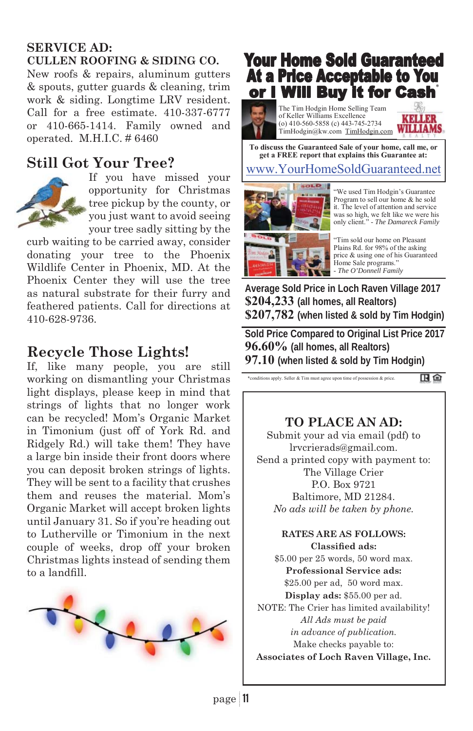**SERVICE AD:**
**CULLEN ROOFING & SIDING CO.**
New roofs & repairs, aluminum gutters & spouts, gutter guards & cleaning, trim work & siding. Longtime LRV resident. Call for a free estimate. 410-337-6777 or 410-665-1414. Family owned and operated. M.H.I.C. # 6460

## Still Got Your Tree?

If you have missed your opportunity for Christmas tree pickup by the county, or you just want to avoid seeing your tree sadly sitting by the curb waiting to be carried away, consider donating your tree to the Phoenix Wildlife Center in Phoenix, MD. At the Phoenix Center they will use the tree as natural substrate for their furry and feathered patients. Call for directions at 410-628-9736.

## Recycle Those Lights!

If, like many people, you are still working on dismantling your Christmas light displays, please keep in mind that strings of lights that no longer work can be recycled! Mom's Organic Market in Timonium (just off of York Rd. and Ridgely Rd.) will take them! They have a large bin inside their front doors where you can deposit broken strings of lights. They will be sent to a facility that crushes them and reuses the material. Mom's Organic Market will accept broken lights until January 31. So if you're heading out to Lutherville or Timonium in the next couple of weeks, drop off your broken Christmas lights instead of sending them to a landfill.

# Your Home Sold Guaranteed At a Price Acceptable to You or I Will Buy It for Cash*

The Tim Hodgin Home Selling Team
of Keller Williams Excellence
(o) 410-560-5858 (c) 443-745-2734
TimHodgin@kw.com TimHodgin.com

KELLER WILLIAMS REALTY

**To discuss the Guaranteed Sale of your home, call me, or get a FREE report that explains this Guarantee at:**

www.YourHomeSoldGuaranteed.net

"We used Tim Hodgin's Guarantee Program to sell our home & he sold it. The level of attention and service was so high, we felt like we were his only client." - *The Damareck Family*

"Tim sold our home on Pleasant Plains Rd. for 98% of the asking price & using one of his Guaranteed Home Sale programs."
- *The O'Donnell Family*

**Average Sold Price in Loch Raven Village 2017**
**$204,233 (all homes, all Realtors)**
**$207,782 (when listed & sold by Tim Hodgin)**

**Sold Price Compared to Original List Price 2017**
**96.60% (all homes, all Realtors)**
**97.10 (when listed & sold by Tim Hodgin)**

*conditions apply. Seller & Tim must agree upon time of possession & price.

## TO PLACE AN AD:

Submit your ad via email (pdf) to
lrvcrierads@gmail.com.
Send a printed copy with payment to:
The Village Crier
P.O. Box 9721
Baltimore, MD 21284.
*No ads will be taken by phone.*

**RATES ARE AS FOLLOWS:**
**Classified ads:**
$5.00 per 25 words, 50 word max.
**Professional Service ads:**
$25.00 per ad, 50 word max.
**Display ads:** $55.00 per ad.
NOTE: The Crier has limited availability!
*All Ads must be paid*
*in advance of publication.*
Make checks payable to:
**Associates of Loch Raven Village, Inc.**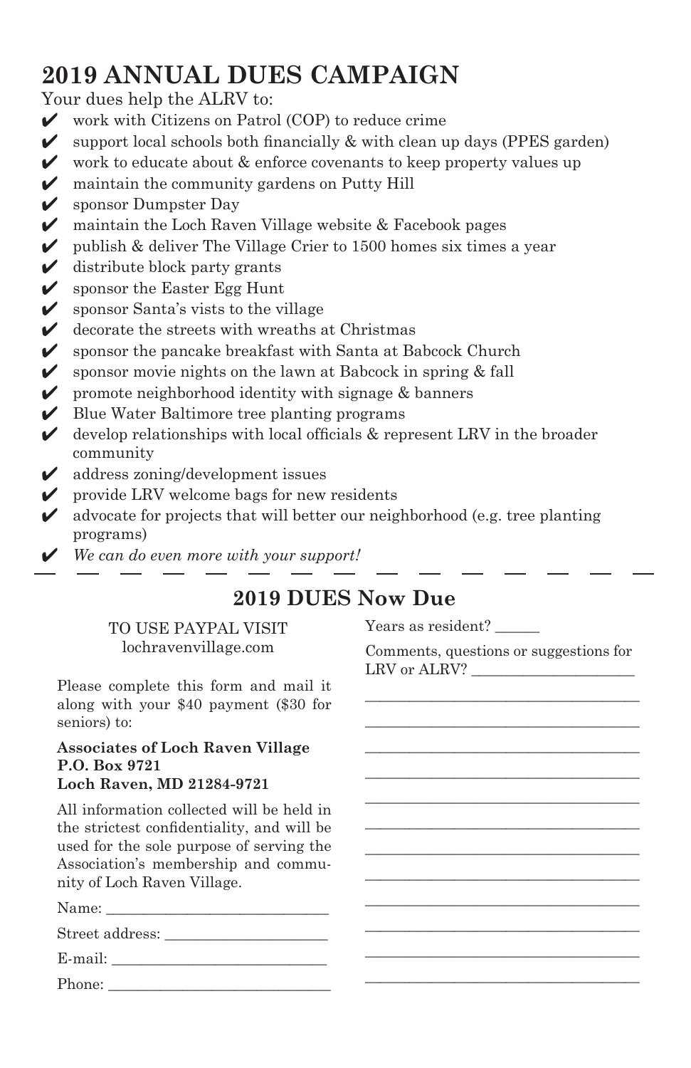# 2019 ANNUAL DUES CAMPAIGN

Your dues help the ALRV to:

- ✔ work with Citizens on Patrol (COP) to reduce crime
- ✔ support local schools both financially & with clean up days (PPES garden)
- ✔ work to educate about & enforce covenants to keep property values up
- ✔ maintain the community gardens on Putty Hill
- ✔ sponsor Dumpster Day
- ✔ maintain the Loch Raven Village website & Facebook pages
- ✔ publish & deliver The Village Crier to 1500 homes six times a year
- ✔ distribute block party grants
- ✔ sponsor the Easter Egg Hunt
- ✔ sponsor Santa's vists to the village
- ✔ decorate the streets with wreaths at Christmas
- ✔ sponsor the pancake breakfast with Santa at Babcock Church
- ✔ sponsor movie nights on the lawn at Babcock in spring & fall
- ✔ promote neighborhood identity with signage & banners
- ✔ Blue Water Baltimore tree planting programs
- ✔ develop relationships with local officials & represent LRV in the broader community
- ✔ address zoning/development issues
- ✔ provide LRV welcome bags for new residents
- ✔ advocate for projects that will better our neighborhood (e.g. tree planting programs)
- ✔ *We can do even more with your support!*

---

## 2019 DUES Now Due

TO USE PAYPAL VISIT
lochravenvillage.com

Please complete this form and mail it along with your $40 payment ($30 for seniors) to:

**Associates of Loch Raven Village**
**P.O. Box 9721**
**Loch Raven, MD 21284-9721**

All information collected will be held in the strictest confidentiality, and will be used for the sole purpose of serving the Association's membership and community of Loch Raven Village.

Name: ______________________________

Street address: ______________________

E-mail: ____________________________

Phone: _____________________________

Years as resident? ______

Comments, questions or suggestions for LRV or ALRV? ______________________

_____________________________________

_____________________________________

_____________________________________

_____________________________________

_____________________________________

_____________________________________

_____________________________________

_____________________________________

_____________________________________

_____________________________________

_____________________________________

_____________________________________